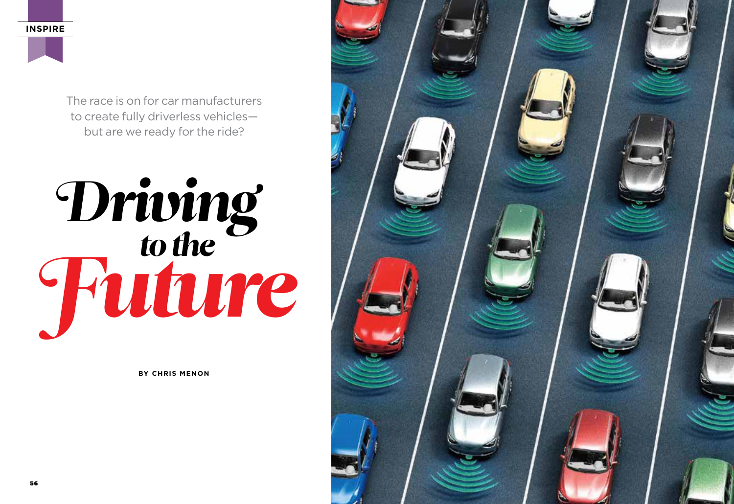INSPIRE

The race is on for car manufacturers to create fully driverless vehicles—but are we ready for the ride?

# *Driving to the Future*

**BY CHRIS MENON**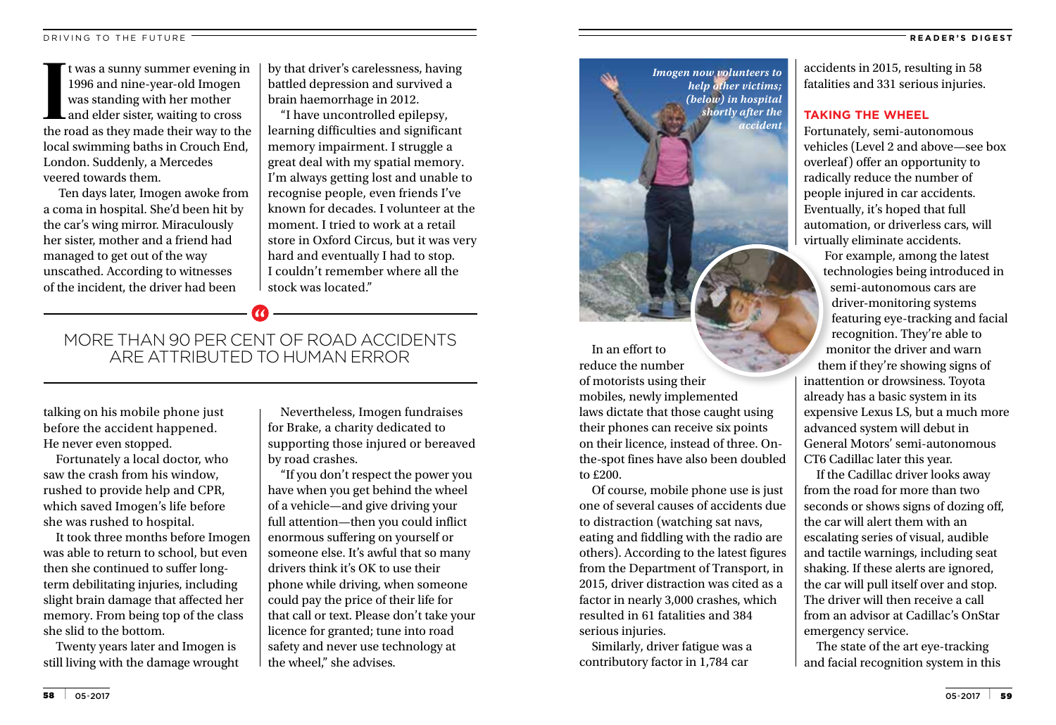It was a sunny summer evening in 1996 and nine-year-old Imogen was standing with her mother and elder sister, waiting to cross the road as they made their way to the local swimming baths in Crouch End, London. Suddenly, a Mercedes veered towards them.

Ten days later, Imogen awoke from a coma in hospital. She'd been hit by the car's wing mirror. Miraculously her sister, mother and a friend had managed to get out of the way unscathed. According to witnesses of the incident, the driver had been talking on his mobile phone just before the accident happened. He never even stopped.

Fortunately a local doctor, who saw the crash from his window, rushed to provide help and CPR, which saved Imogen's life before she was rushed to hospital.

It took three months before Imogen was able to return to school, but even then she continued to suffer long-term debilitating injuries, including slight brain damage that affected her memory. From being top of the class she slid to the bottom.

Twenty years later and Imogen is still living with the damage wrought by that driver's carelessness, having battled depression and survived a brain haemorrhage in 2012.

"I have uncontrolled epilepsy, learning difficulties and significant memory impairment. I struggle a great deal with my spatial memory. I'm always getting lost and unable to recognise people, even friends I've known for decades. I volunteer at the moment. I tried to work at a retail store in Oxford Circus, but it was very hard and eventually I had to stop. I couldn't remember where all the stock was located."

> MORE THAN 90 PER CENT OF ROAD ACCIDENTS ARE ATTRIBUTED TO HUMAN ERROR

Nevertheless, Imogen fundraises for Brake, a charity dedicated to supporting those injured or bereaved by road crashes.

"If you don't respect the power you have when you get behind the wheel of a vehicle—and give driving your full attention—then you could inflict enormous suffering on yourself or someone else. It's awful that so many drivers think it's OK to use their phone while driving, when someone could pay the price of their life for that call or text. Please don't take your licence for granted; tune into road safety and never use technology at the wheel," she advises.

*Imogen now volunteers to help other victims; (below) in hospital shortly after the accident*

In an effort to reduce the number of motorists using their mobiles, newly implemented laws dictate that those caught using their phones can receive six points on their licence, instead of three. On-the-spot fines have also been doubled to £200.

Of course, mobile phone use is just one of several causes of accidents due to distraction (watching sat navs, eating and fiddling with the radio are others). According to the latest figures from the Department of Transport, in 2015, driver distraction was cited as a factor in nearly 3,000 crashes, which resulted in 61 fatalities and 384 serious injuries.

Similarly, driver fatigue was a contributory factor in 1,784 car accidents in 2015, resulting in 58 fatalities and 331 serious injuries.

## TAKING THE WHEEL

Fortunately, semi-autonomous vehicles (Level 2 and above—see box overleaf) offer an opportunity to radically reduce the number of people injured in car accidents. Eventually, it's hoped that full automation, or driverless cars, will virtually eliminate accidents.

For example, among the latest technologies being introduced in semi-autonomous cars are driver-monitoring systems featuring eye-tracking and facial recognition. They're able to monitor the driver and warn them if they're showing signs of inattention or drowsiness. Toyota already has a basic system in its expensive Lexus LS, but a much more advanced system will debut in General Motors' semi-autonomous CT6 Cadillac later this year.

If the Cadillac driver looks away from the road for more than two seconds or shows signs of dozing off, the car will alert them with an escalating series of visual, audible and tactile warnings, including seat shaking. If these alerts are ignored, the car will pull itself over and stop. The driver will then receive a call from an advisor at Cadillac's OnStar emergency service.

The state of the art eye-tracking and facial recognition system in this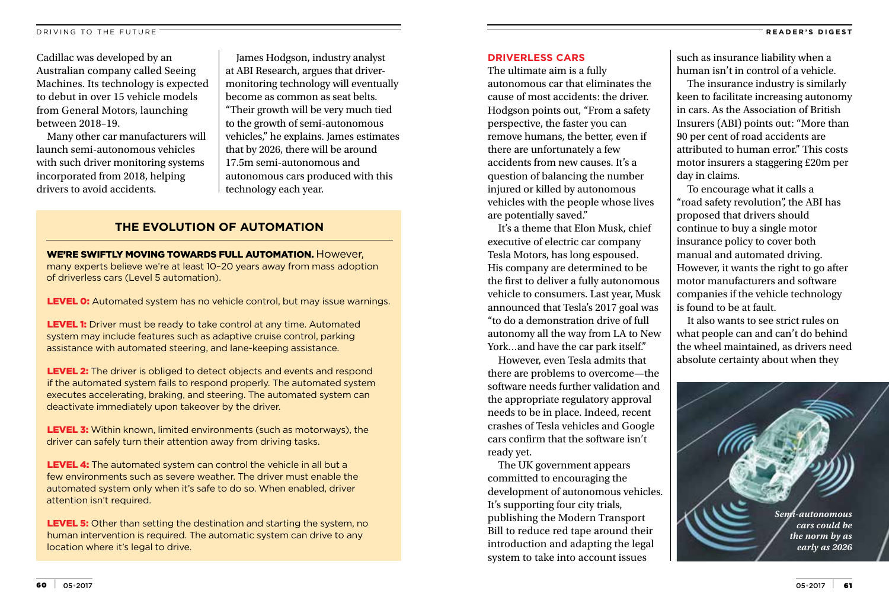Cadillac was developed by an Australian company called Seeing Machines. Its technology is expected to debut in over 15 vehicle models from General Motors, launching between 2018–19.

Many other car manufacturers will launch semi-autonomous vehicles with such driver monitoring systems incorporated from 2018, helping drivers to avoid accidents.

James Hodgson, industry analyst at ABI Research, argues that driver-monitoring technology will eventually become as common as seat belts. "Their growth will be very much tied to the growth of semi-autonomous vehicles," he explains. James estimates that by 2026, there will be around 17.5m semi-autonomous and autonomous cars produced with this technology each year.

## THE EVOLUTION OF AUTOMATION

**WE'RE SWIFTLY MOVING TOWARDS FULL AUTOMATION.** However, many experts believe we're at least 10–20 years away from mass adoption of driverless cars (Level 5 automation).

**LEVEL 0:** Automated system has no vehicle control, but may issue warnings.

**LEVEL 1:** Driver must be ready to take control at any time. Automated system may include features such as adaptive cruise control, parking assistance with automated steering, and lane-keeping assistance.

**LEVEL 2:** The driver is obliged to detect objects and events and respond if the automated system fails to respond properly. The automated system executes accelerating, braking, and steering. The automated system can deactivate immediately upon takeover by the driver.

**LEVEL 3:** Within known, limited environments (such as motorways), the driver can safely turn their attention away from driving tasks.

**LEVEL 4:** The automated system can control the vehicle in all but a few environments such as severe weather. The driver must enable the automated system only when it's safe to do so. When enabled, driver attention isn't required.

**LEVEL 5:** Other than setting the destination and starting the system, no human intervention is required. The automatic system can drive to any location where it's legal to drive.

## DRIVERLESS CARS

The ultimate aim is a fully autonomous car that eliminates the cause of most accidents: the driver. Hodgson points out, "From a safety perspective, the faster you can remove humans, the better, even if there are unfortunately a few accidents from new causes. It's a question of balancing the number injured or killed by autonomous vehicles with the people whose lives are potentially saved."

It's a theme that Elon Musk, chief executive of electric car company Tesla Motors, has long espoused. His company are determined to be the first to deliver a fully autonomous vehicle to consumers. Last year, Musk announced that Tesla's 2017 goal was "to do a demonstration drive of full autonomy all the way from LA to New York…and have the car park itself."

However, even Tesla admits that there are problems to overcome—the software needs further validation and the appropriate regulatory approval needs to be in place. Indeed, recent crashes of Tesla vehicles and Google cars confirm that the software isn't ready yet.

The UK government appears committed to encouraging the development of autonomous vehicles. It's supporting four city trials, publishing the Modern Transport Bill to reduce red tape around their introduction and adapting the legal system to take into account issues such as insurance liability when a human isn't in control of a vehicle.

The insurance industry is similarly keen to facilitate increasing autonomy in cars. As the Association of British Insurers (ABI) points out: "More than 90 per cent of road accidents are attributed to human error." This costs motor insurers a staggering £20m per day in claims.

To encourage what it calls a "road safety revolution", the ABI has proposed that drivers should continue to buy a single motor insurance policy to cover both manual and automated driving. However, it wants the right to go after motor manufacturers and software companies if the vehicle technology is found to be at fault.

It also wants to see strict rules on what people can and can't do behind the wheel maintained, as drivers need absolute certainty about when they

*Semi-autonomous cars could be the norm by as early as 2026*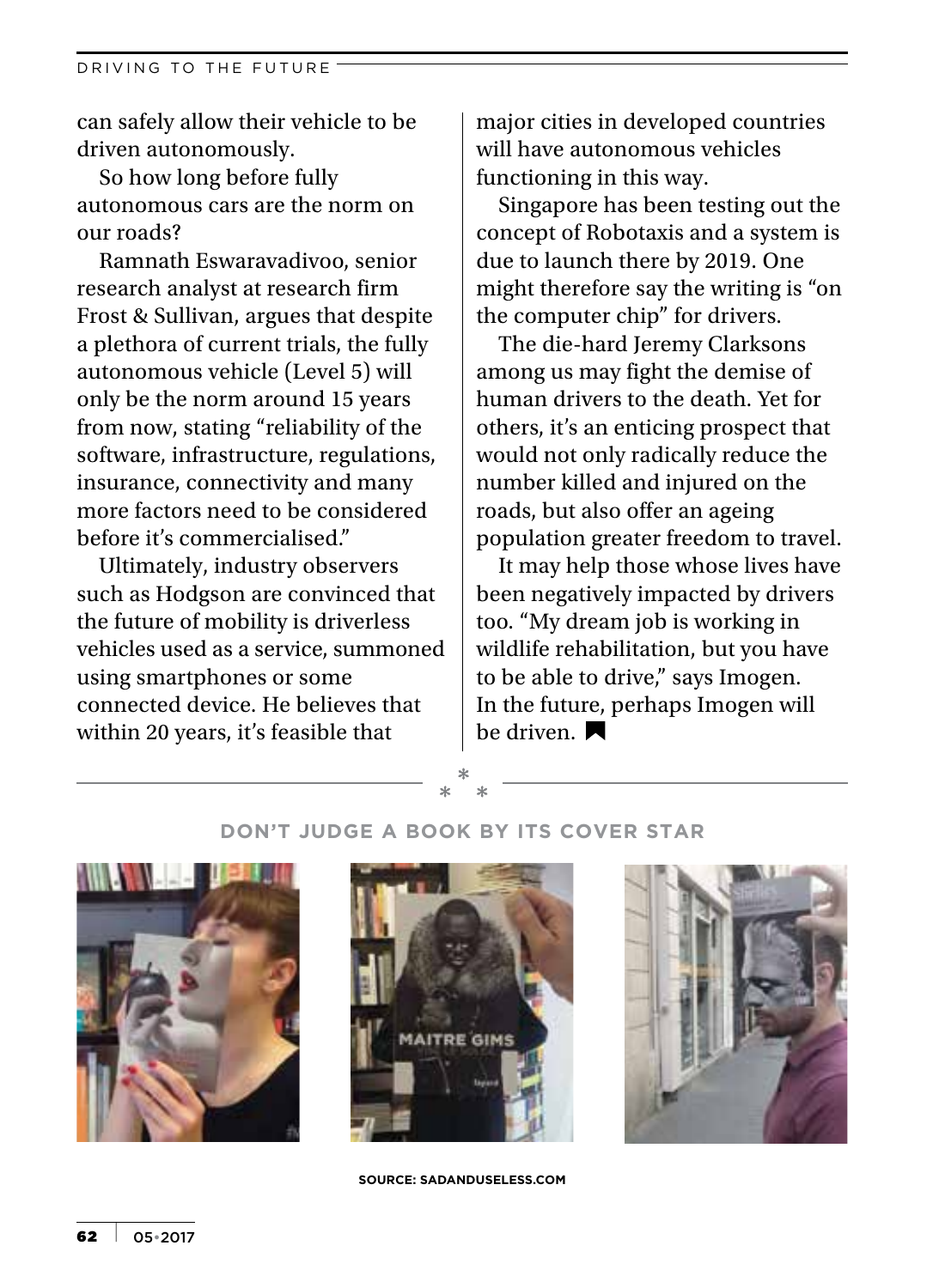can safely allow their vehicle to be driven autonomously.

So how long before fully autonomous cars are the norm on our roads?

Ramnath Eswaravadivoo, senior research analyst at research firm Frost & Sullivan, argues that despite a plethora of current trials, the fully autonomous vehicle (Level 5) will only be the norm around 15 years from now, stating "reliability of the software, infrastructure, regulations, insurance, connectivity and many more factors need to be considered before it's commercialised."

Ultimately, industry observers such as Hodgson are convinced that the future of mobility is driverless vehicles used as a service, summoned using smartphones or some connected device. He believes that within 20 years, it's feasible that major cities in developed countries will have autonomous vehicles functioning in this way.

Singapore has been testing out the concept of Robotaxis and a system is due to launch there by 2019. One might therefore say the writing is "on the computer chip" for drivers.

The die-hard Jeremy Clarksons among us may fight the demise of human drivers to the death. Yet for others, it's an enticing prospect that would not only radically reduce the number killed and injured on the roads, but also offer an ageing population greater freedom to travel.

It may help those whose lives have been negatively impacted by drivers too. "My dream job is working in wildlife rehabilitation, but you have to be able to drive," says Imogen. In the future, perhaps Imogen will be driven.

\* \* \*

## DON'T JUDGE A BOOK BY ITS COVER STAR

SOURCE: SADANDUSELESS.COM